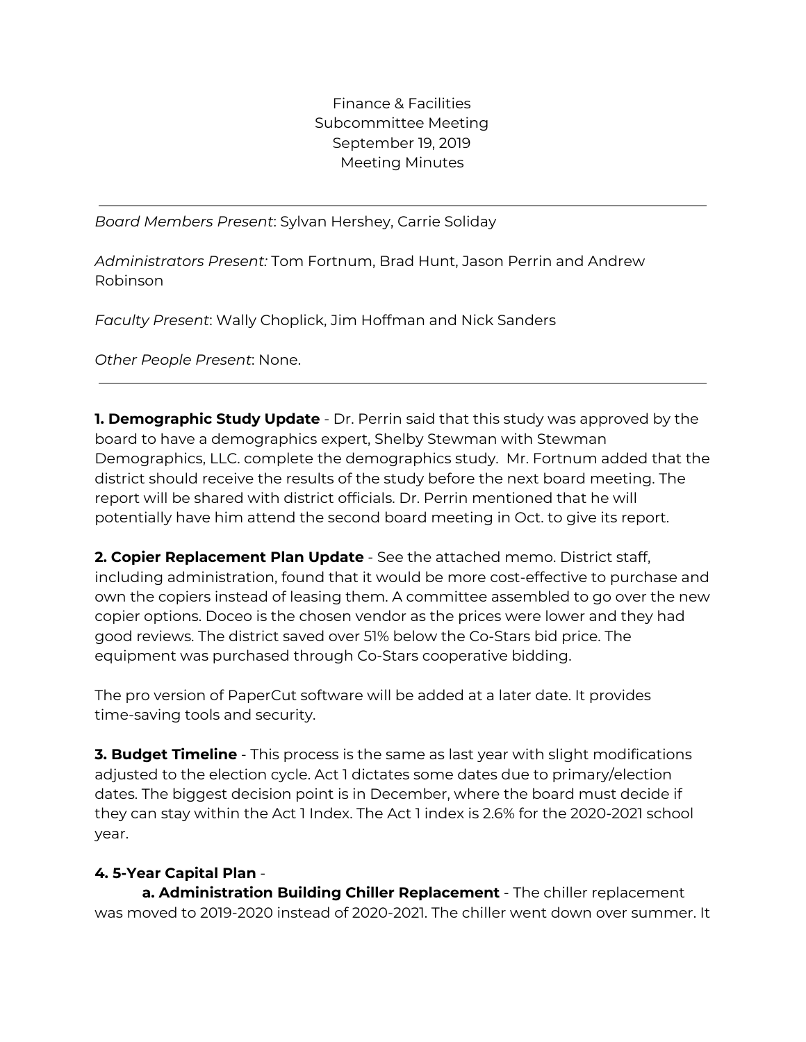Finance & Facilities
Subcommittee Meeting
September 19, 2019
Meeting Minutes

---

*Board Members Present*: Sylvan Hershey, Carrie Soliday

*Administrators Present:* Tom Fortnum, Brad Hunt, Jason Perrin and Andrew Robinson

*Faculty Present*: Wally Choplick, Jim Hoffman and Nick Sanders

*Other People Present*: None.

---

**1. Demographic Study Update** - Dr. Perrin said that this study was approved by the board to have a demographics expert, Shelby Stewman with Stewman Demographics, LLC. complete the demographics study. Mr. Fortnum added that the district should receive the results of the study before the next board meeting. The report will be shared with district officials. Dr. Perrin mentioned that he will potentially have him attend the second board meeting in Oct. to give its report.

**2. Copier Replacement Plan Update** - See the attached memo. District staff, including administration, found that it would be more cost-effective to purchase and own the copiers instead of leasing them. A committee assembled to go over the new copier options. Doceo is the chosen vendor as the prices were lower and they had good reviews. The district saved over 51% below the Co-Stars bid price. The equipment was purchased through Co-Stars cooperative bidding.

The pro version of PaperCut software will be added at a later date. It provides time-saving tools and security.

**3. Budget Timeline** - This process is the same as last year with slight modifications adjusted to the election cycle. Act 1 dictates some dates due to primary/election dates. The biggest decision point is in December, where the board must decide if they can stay within the Act 1 Index. The Act 1 index is 2.6% for the 2020-2021 school year.

**4. 5-Year Capital Plan** -

**a. Administration Building Chiller Replacement** - The chiller replacement was moved to 2019-2020 instead of 2020-2021. The chiller went down over summer. It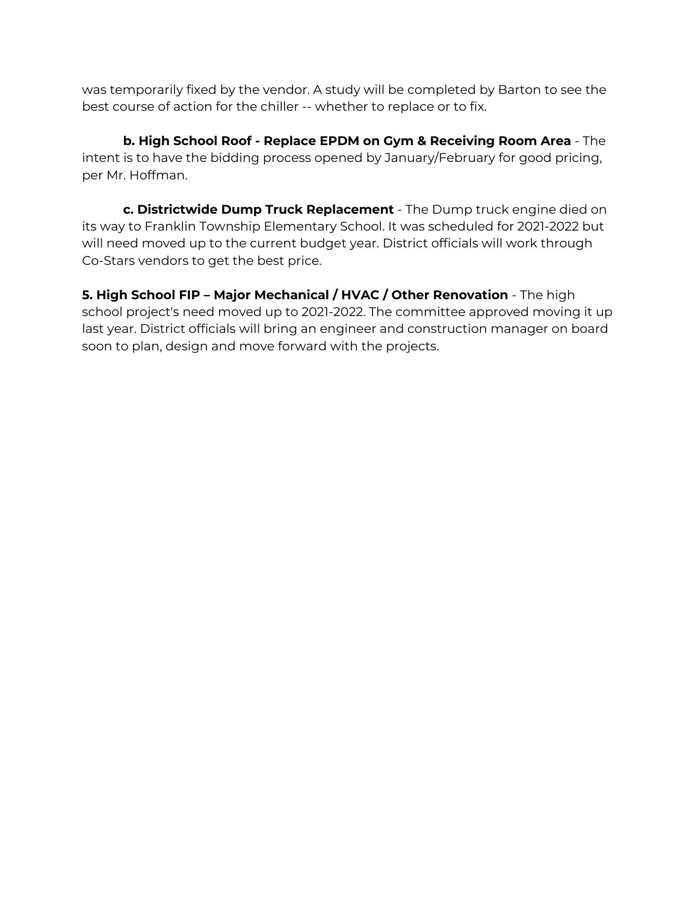was temporarily fixed by the vendor. A study will be completed by Barton to see the best course of action for the chiller -- whether to replace or to fix.

**b. High School Roof - Replace EPDM on Gym & Receiving Room Area** - The intent is to have the bidding process opened by January/February for good pricing, per Mr. Hoffman.

**c. Districtwide Dump Truck Replacement** - The Dump truck engine died on its way to Franklin Township Elementary School. It was scheduled for 2021-2022 but will need moved up to the current budget year. District officials will work through Co-Stars vendors to get the best price.

**5. High School FIP – Major Mechanical / HVAC / Other Renovation** - The high school project's need moved up to 2021-2022. The committee approved moving it up last year. District officials will bring an engineer and construction manager on board soon to plan, design and move forward with the projects.